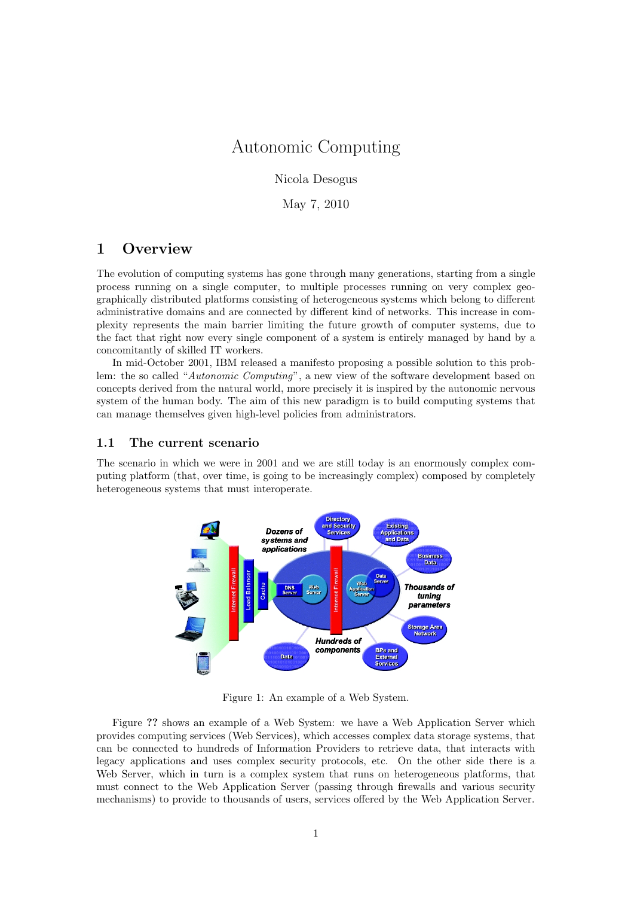# Autonomic Computing

Nicola Desogus

May 7, 2010

## 1 Overview

The evolution of computing systems has gone through many generations, starting from a single process running on a single computer, to multiple processes running on very complex geographically distributed platforms consisting of heterogeneous systems which belong to different administrative domains and are connected by different kind of networks. This increase in complexity represents the main barrier limiting the future growth of computer systems, due to the fact that right now every single component of a system is entirely managed by hand by a concomitantly of skilled IT workers.

In mid-October 2001, IBM released a manifesto proposing a possible solution to this problem: the so called "*Autonomic Computing*", a new view of the software development based on concepts derived from the natural world, more precisely it is inspired by the autonomic nervous system of the human body. The aim of this new paradigm is to build computing systems that can manage themselves given high-level policies from administrators.

### 1.1 The current scenario

The scenario in which we were in 2001 and we are still today is an enormously complex computing platform (that, over time, is going to be increasingly complex) composed by completely heterogeneous systems that must interoperate.

Figure 1: An example of a Web System.

Figure **??** shows an example of a Web System: we have a Web Application Server which provides computing services (Web Services), which accesses complex data storage systems, that can be connected to hundreds of Information Providers to retrieve data, that interacts with legacy applications and uses complex security protocols, etc. On the other side there is a Web Server, which in turn is a complex system that runs on heterogeneous platforms, that must connect to the Web Application Server (passing through firewalls and various security mechanisms) to provide to thousands of users, services offered by the Web Application Server.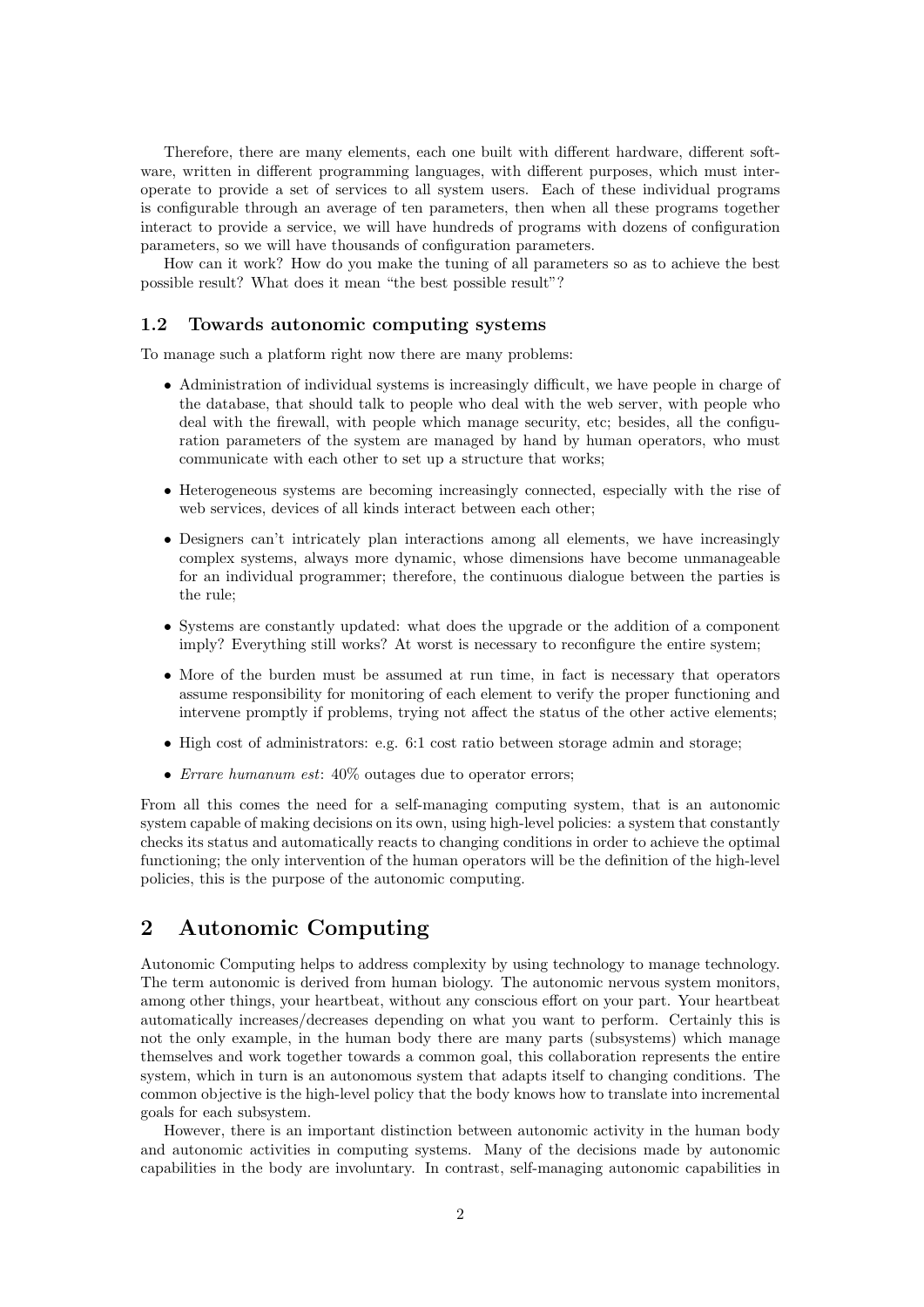Therefore, there are many elements, each one built with different hardware, different software, written in different programming languages, with different purposes, which must interoperate to provide a set of services to all system users. Each of these individual programs is configurable through an average of ten parameters, then when all these programs together interact to provide a service, we will have hundreds of programs with dozens of configuration parameters, so we will have thousands of configuration parameters.

How can it work? How do you make the tuning of all parameters so as to achieve the best possible result? What does it mean "the best possible result"?

### 1.2 Towards autonomic computing systems

To manage such a platform right now there are many problems:

- Administration of individual systems is increasingly difficult, we have people in charge of the database, that should talk to people who deal with the web server, with people who deal with the firewall, with people which manage security, etc; besides, all the configuration parameters of the system are managed by hand by human operators, who must communicate with each other to set up a structure that works;
- Heterogeneous systems are becoming increasingly connected, especially with the rise of web services, devices of all kinds interact between each other;
- Designers can't intricately plan interactions among all elements, we have increasingly complex systems, always more dynamic, whose dimensions have become unmanageable for an individual programmer; therefore, the continuous dialogue between the parties is the rule;
- Systems are constantly updated: what does the upgrade or the addition of a component imply? Everything still works? At worst is necessary to reconfigure the entire system;
- More of the burden must be assumed at run time, in fact is necessary that operators assume responsibility for monitoring of each element to verify the proper functioning and intervene promptly if problems, trying not affect the status of the other active elements;
- High cost of administrators: e.g. 6:1 cost ratio between storage admin and storage;
- *Errare humanum est*: 40% outages due to operator errors;

From all this comes the need for a self-managing computing system, that is an autonomic system capable of making decisions on its own, using high-level policies: a system that constantly checks its status and automatically reacts to changing conditions in order to achieve the optimal functioning; the only intervention of the human operators will be the definition of the high-level policies, this is the purpose of the autonomic computing.

## 2 Autonomic Computing

Autonomic Computing helps to address complexity by using technology to manage technology. The term autonomic is derived from human biology. The autonomic nervous system monitors, among other things, your heartbeat, without any conscious effort on your part. Your heartbeat automatically increases/decreases depending on what you want to perform. Certainly this is not the only example, in the human body there are many parts (subsystems) which manage themselves and work together towards a common goal, this collaboration represents the entire system, which in turn is an autonomous system that adapts itself to changing conditions. The common objective is the high-level policy that the body knows how to translate into incremental goals for each subsystem.

However, there is an important distinction between autonomic activity in the human body and autonomic activities in computing systems. Many of the decisions made by autonomic capabilities in the body are involuntary. In contrast, self-managing autonomic capabilities in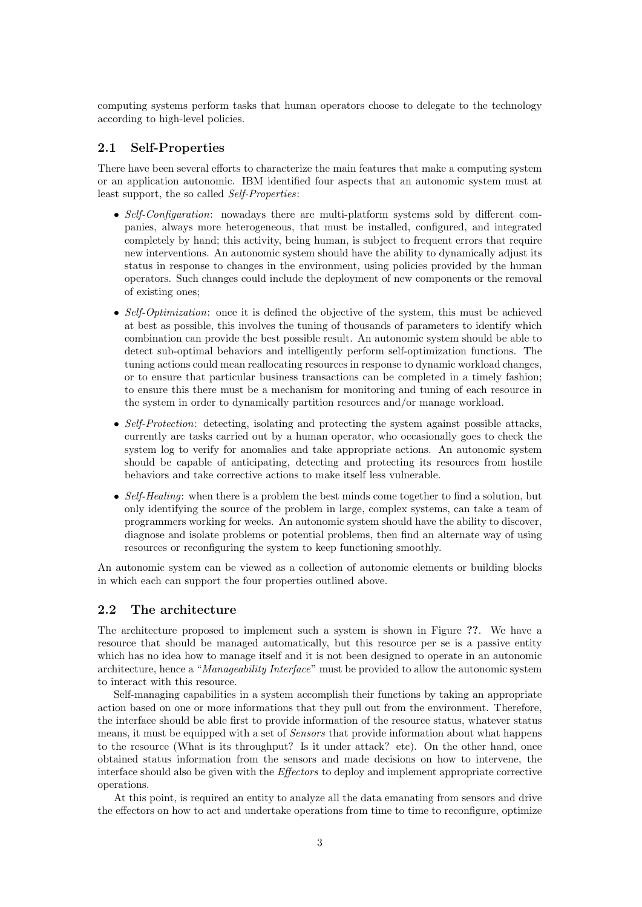computing systems perform tasks that human operators choose to delegate to the technology according to high-level policies.

## 2.1 Self-Properties

There have been several efforts to characterize the main features that make a computing system or an application autonomic. IBM identified four aspects that an autonomic system must at least support, the so called *Self-Properties*:

- *Self-Configuration*: nowadays there are multi-platform systems sold by different companies, always more heterogeneous, that must be installed, configured, and integrated completely by hand; this activity, being human, is subject to frequent errors that require new interventions. An autonomic system should have the ability to dynamically adjust its status in response to changes in the environment, using policies provided by the human operators. Such changes could include the deployment of new components or the removal of existing ones;
- *Self-Optimization*: once it is defined the objective of the system, this must be achieved at best as possible, this involves the tuning of thousands of parameters to identify which combination can provide the best possible result. An autonomic system should be able to detect sub-optimal behaviors and intelligently perform self-optimization functions. The tuning actions could mean reallocating resources in response to dynamic workload changes, or to ensure that particular business transactions can be completed in a timely fashion; to ensure this there must be a mechanism for monitoring and tuning of each resource in the system in order to dynamically partition resources and/or manage workload.
- *Self-Protection*: detecting, isolating and protecting the system against possible attacks, currently are tasks carried out by a human operator, who occasionally goes to check the system log to verify for anomalies and take appropriate actions. An autonomic system should be capable of anticipating, detecting and protecting its resources from hostile behaviors and take corrective actions to make itself less vulnerable.
- *Self-Healing*: when there is a problem the best minds come together to find a solution, but only identifying the source of the problem in large, complex systems, can take a team of programmers working for weeks. An autonomic system should have the ability to discover, diagnose and isolate problems or potential problems, then find an alternate way of using resources or reconfiguring the system to keep functioning smoothly.

An autonomic system can be viewed as a collection of autonomic elements or building blocks in which each can support the four properties outlined above.

## 2.2 The architecture

The architecture proposed to implement such a system is shown in Figure **??**. We have a resource that should be managed automatically, but this resource per se is a passive entity which has no idea how to manage itself and it is not been designed to operate in an autonomic architecture, hence a "*Manageability Interface*" must be provided to allow the autonomic system to interact with this resource.

Self-managing capabilities in a system accomplish their functions by taking an appropriate action based on one or more informations that they pull out from the environment. Therefore, the interface should be able first to provide information of the resource status, whatever status means, it must be equipped with a set of *Sensors* that provide information about what happens to the resource (What is its throughput? Is it under attack? etc). On the other hand, once obtained status information from the sensors and made decisions on how to intervene, the interface should also be given with the *Effectors* to deploy and implement appropriate corrective operations.

At this point, is required an entity to analyze all the data emanating from sensors and drive the effectors on how to act and undertake operations from time to time to reconfigure, optimize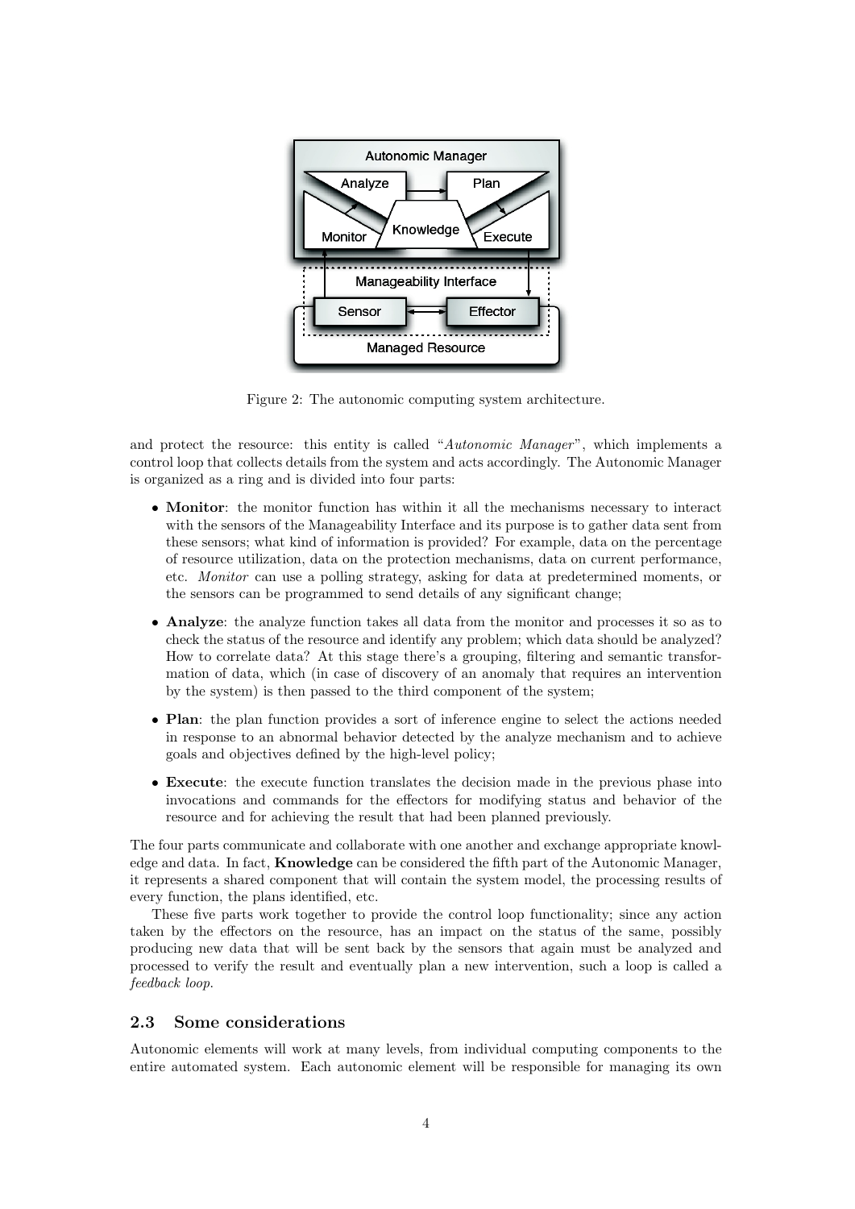Figure 2: The autonomic computing system architecture.

and protect the resource: this entity is called "*Autonomic Manager*", which implements a control loop that collects details from the system and acts accordingly. The Autonomic Manager is organized as a ring and is divided into four parts:

- **Monitor**: the monitor function has within it all the mechanisms necessary to interact with the sensors of the Manageability Interface and its purpose is to gather data sent from these sensors; what kind of information is provided? For example, data on the percentage of resource utilization, data on the protection mechanisms, data on current performance, etc. *Monitor* can use a polling strategy, asking for data at predetermined moments, or the sensors can be programmed to send details of any significant change;
- **Analyze**: the analyze function takes all data from the monitor and processes it so as to check the status of the resource and identify any problem; which data should be analyzed? How to correlate data? At this stage there's a grouping, filtering and semantic transformation of data, which (in case of discovery of an anomaly that requires an intervention by the system) is then passed to the third component of the system;
- **Plan**: the plan function provides a sort of inference engine to select the actions needed in response to an abnormal behavior detected by the analyze mechanism and to achieve goals and objectives defined by the high-level policy;
- **Execute**: the execute function translates the decision made in the previous phase into invocations and commands for the effectors for modifying status and behavior of the resource and for achieving the result that had been planned previously.

The four parts communicate and collaborate with one another and exchange appropriate knowledge and data. In fact, **Knowledge** can be considered the fifth part of the Autonomic Manager, it represents a shared component that will contain the system model, the processing results of every function, the plans identified, etc.

These five parts work together to provide the control loop functionality; since any action taken by the effectors on the resource, has an impact on the status of the same, possibly producing new data that will be sent back by the sensors that again must be analyzed and processed to verify the result and eventually plan a new intervention, such a loop is called a *feedback loop*.

### 2.3 Some considerations

Autonomic elements will work at many levels, from individual computing components to the entire automated system. Each autonomic element will be responsible for managing its own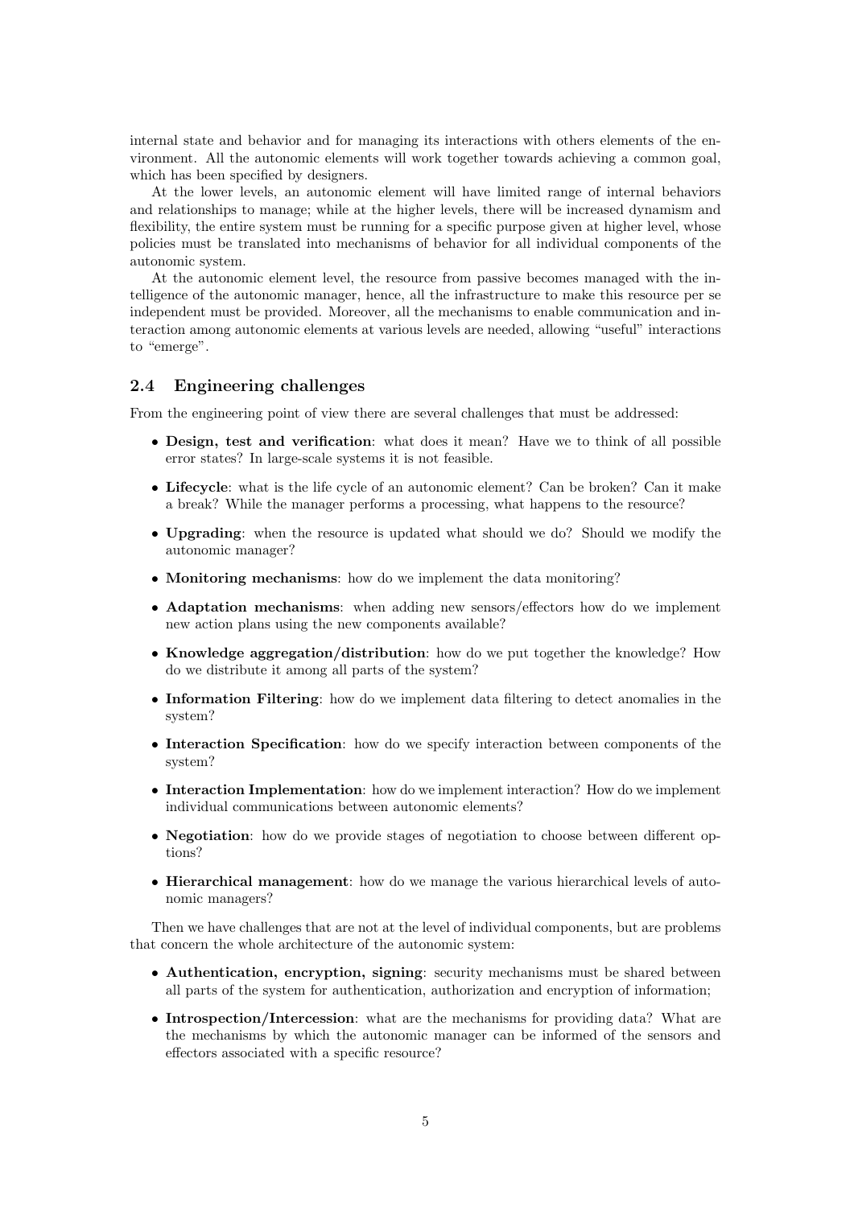internal state and behavior and for managing its interactions with others elements of the environment. All the autonomic elements will work together towards achieving a common goal, which has been specified by designers.

At the lower levels, an autonomic element will have limited range of internal behaviors and relationships to manage; while at the higher levels, there will be increased dynamism and flexibility, the entire system must be running for a specific purpose given at higher level, whose policies must be translated into mechanisms of behavior for all individual components of the autonomic system.

At the autonomic element level, the resource from passive becomes managed with the intelligence of the autonomic manager, hence, all the infrastructure to make this resource per se independent must be provided. Moreover, all the mechanisms to enable communication and interaction among autonomic elements at various levels are needed, allowing "useful" interactions to "emerge".

## 2.4 Engineering challenges

From the engineering point of view there are several challenges that must be addressed:

- **Design, test and verification**: what does it mean? Have we to think of all possible error states? In large-scale systems it is not feasible.
- **Lifecycle**: what is the life cycle of an autonomic element? Can be broken? Can it make a break? While the manager performs a processing, what happens to the resource?
- **Upgrading**: when the resource is updated what should we do? Should we modify the autonomic manager?
- **Monitoring mechanisms**: how do we implement the data monitoring?
- **Adaptation mechanisms**: when adding new sensors/effectors how do we implement new action plans using the new components available?
- **Knowledge aggregation/distribution**: how do we put together the knowledge? How do we distribute it among all parts of the system?
- **Information Filtering**: how do we implement data filtering to detect anomalies in the system?
- **Interaction Specification**: how do we specify interaction between components of the system?
- **Interaction Implementation**: how do we implement interaction? How do we implement individual communications between autonomic elements?
- **Negotiation**: how do we provide stages of negotiation to choose between different options?
- **Hierarchical management**: how do we manage the various hierarchical levels of autonomic managers?

Then we have challenges that are not at the level of individual components, but are problems that concern the whole architecture of the autonomic system:

- **Authentication, encryption, signing**: security mechanisms must be shared between all parts of the system for authentication, authorization and encryption of information;
- **Introspection/Intercession**: what are the mechanisms for providing data? What are the mechanisms by which the autonomic manager can be informed of the sensors and effectors associated with a specific resource?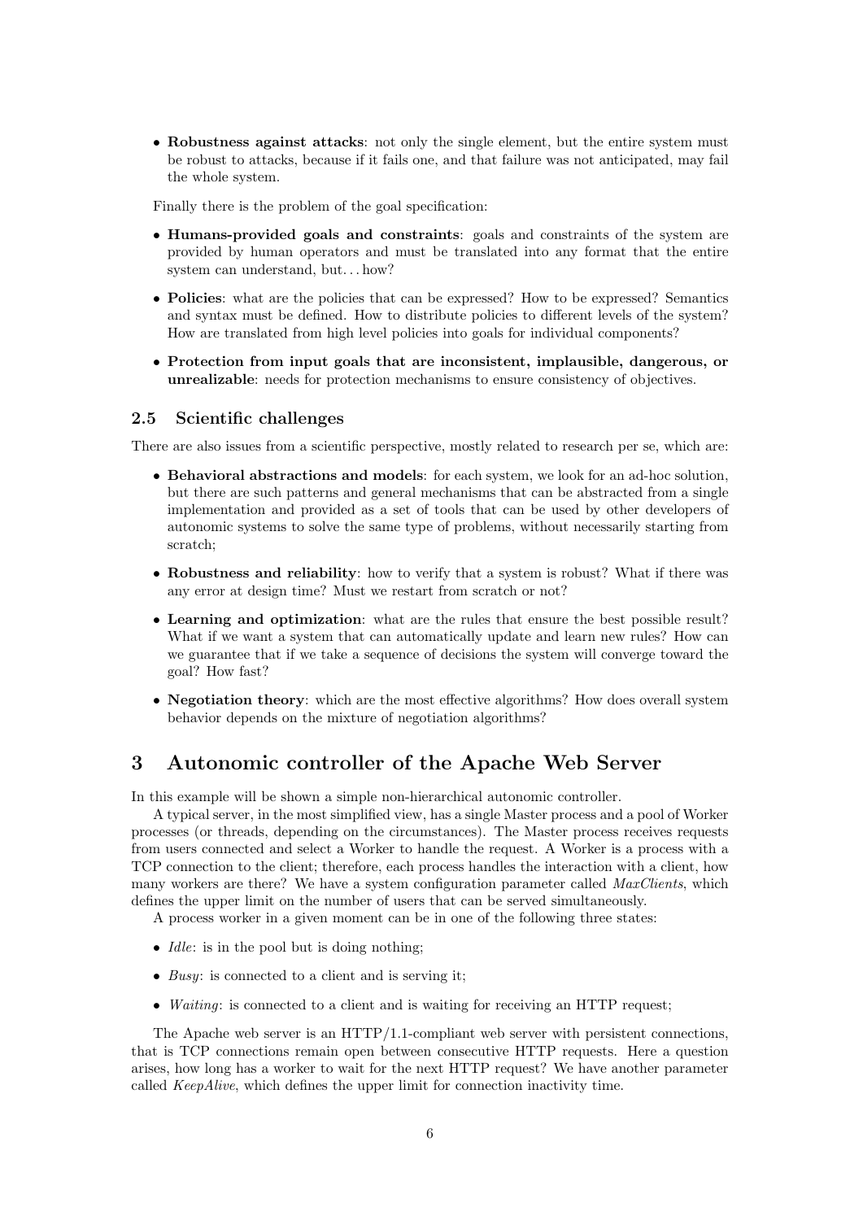- **Robustness against attacks**: not only the single element, but the entire system must be robust to attacks, because if it fails one, and that failure was not anticipated, may fail the whole system.

Finally there is the problem of the goal specification:

- **Humans-provided goals and constraints**: goals and constraints of the system are provided by human operators and must be translated into any format that the entire system can understand, but. . . how?
- **Policies**: what are the policies that can be expressed? How to be expressed? Semantics and syntax must be defined. How to distribute policies to different levels of the system? How are translated from high level policies into goals for individual components?
- **Protection from input goals that are inconsistent, implausible, dangerous, or unrealizable**: needs for protection mechanisms to ensure consistency of objectives.

### 2.5 Scientific challenges

There are also issues from a scientific perspective, mostly related to research per se, which are:

- **Behavioral abstractions and models**: for each system, we look for an ad-hoc solution, but there are such patterns and general mechanisms that can be abstracted from a single implementation and provided as a set of tools that can be used by other developers of autonomic systems to solve the same type of problems, without necessarily starting from scratch;
- **Robustness and reliability**: how to verify that a system is robust? What if there was any error at design time? Must we restart from scratch or not?
- **Learning and optimization**: what are the rules that ensure the best possible result? What if we want a system that can automatically update and learn new rules? How can we guarantee that if we take a sequence of decisions the system will converge toward the goal? How fast?
- **Negotiation theory**: which are the most effective algorithms? How does overall system behavior depends on the mixture of negotiation algorithms?

## 3 Autonomic controller of the Apache Web Server

In this example will be shown a simple non-hierarchical autonomic controller.

A typical server, in the most simplified view, has a single Master process and a pool of Worker processes (or threads, depending on the circumstances). The Master process receives requests from users connected and select a Worker to handle the request. A Worker is a process with a TCP connection to the client; therefore, each process handles the interaction with a client, how many workers are there? We have a system configuration parameter called *MaxClients*, which defines the upper limit on the number of users that can be served simultaneously.

A process worker in a given moment can be in one of the following three states:

- *Idle*: is in the pool but is doing nothing;
- *Busy*: is connected to a client and is serving it;
- *Waiting*: is connected to a client and is waiting for receiving an HTTP request;

The Apache web server is an HTTP/1.1-compliant web server with persistent connections, that is TCP connections remain open between consecutive HTTP requests. Here a question arises, how long has a worker to wait for the next HTTP request? We have another parameter called *KeepAlive*, which defines the upper limit for connection inactivity time.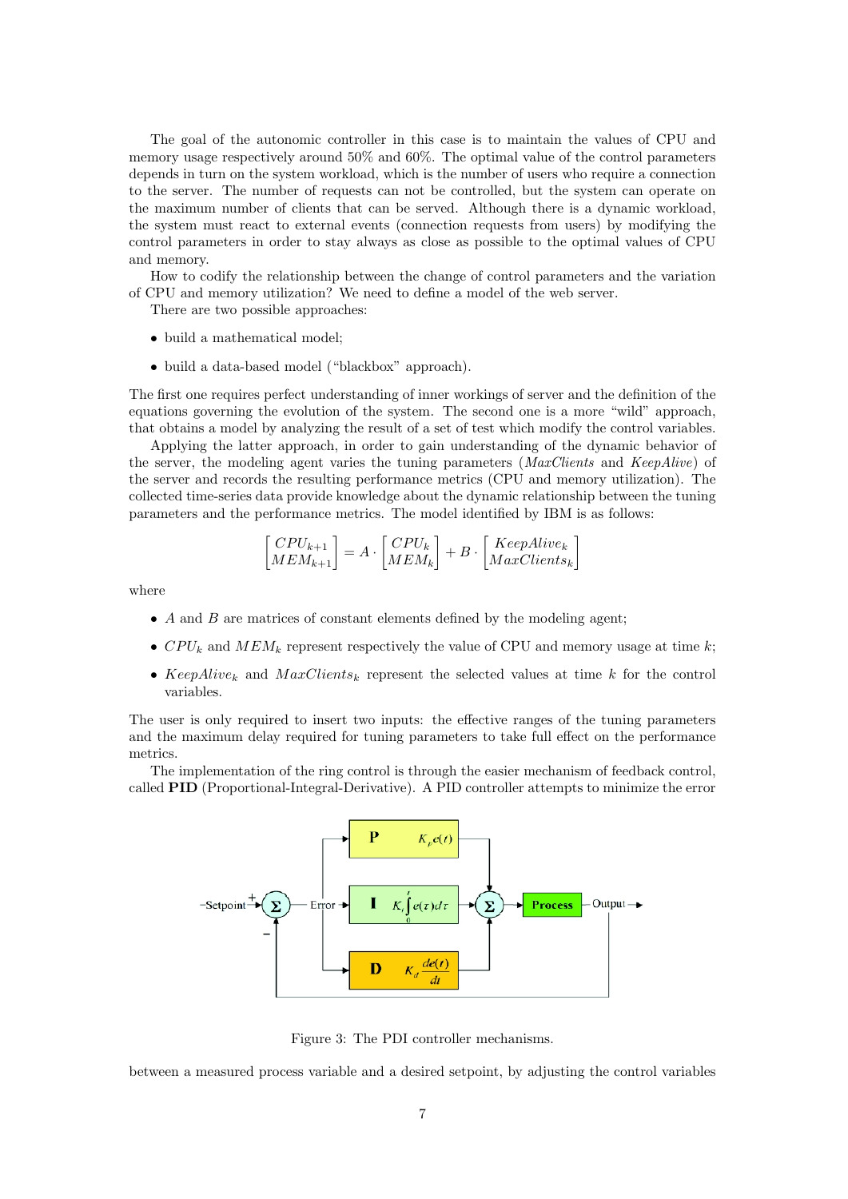The goal of the autonomic controller in this case is to maintain the values of CPU and memory usage respectively around 50% and 60%. The optimal value of the control parameters depends in turn on the system workload, which is the number of users who require a connection to the server. The number of requests can not be controlled, but the system can operate on the maximum number of clients that can be served. Although there is a dynamic workload, the system must react to external events (connection requests from users) by modifying the control parameters in order to stay always as close as possible to the optimal values of CPU and memory.

How to codify the relationship between the change of control parameters and the variation of CPU and memory utilization? We need to define a model of the web server.

There are two possible approaches:

- build a mathematical model;
- build a data-based model ("blackbox" approach).

The first one requires perfect understanding of inner workings of server and the definition of the equations governing the evolution of the system. The second one is a more "wild" approach, that obtains a model by analyzing the result of a set of test which modify the control variables.

Applying the latter approach, in order to gain understanding of the dynamic behavior of the server, the modeling agent varies the tuning parameters (*MaxClients* and *KeepAlive*) of the server and records the resulting performance metrics (CPU and memory utilization). The collected time-series data provide knowledge about the dynamic relationship between the tuning parameters and the performance metrics. The model identified by IBM is as follows:

$$\begin{bmatrix} CPU_{k+1} \\ MEM_{k+1} \end{bmatrix} = A \cdot \begin{bmatrix} CPU_k \\ MEM_k \end{bmatrix} + B \cdot \begin{bmatrix} KeepAlive_k \\ MaxClients_k \end{bmatrix}$$

where

- $A$ and $B$ are matrices of constant elements defined by the modeling agent;
- $CPU_k$ and $MEM_k$ represent respectively the value of CPU and memory usage at time $k$;
- $KeepAlive_k$ and $MaxClients_k$ represent the selected values at time $k$ for the control variables.

The user is only required to insert two inputs: the effective ranges of the tuning parameters and the maximum delay required for tuning parameters to take full effect on the performance metrics.

The implementation of the ring control is through the easier mechanism of feedback control, called **PID** (Proportional-Integral-Derivative). A PID controller attempts to minimize the error

Figure 3: The PDI controller mechanisms.

between a measured process variable and a desired setpoint, by adjusting the control variables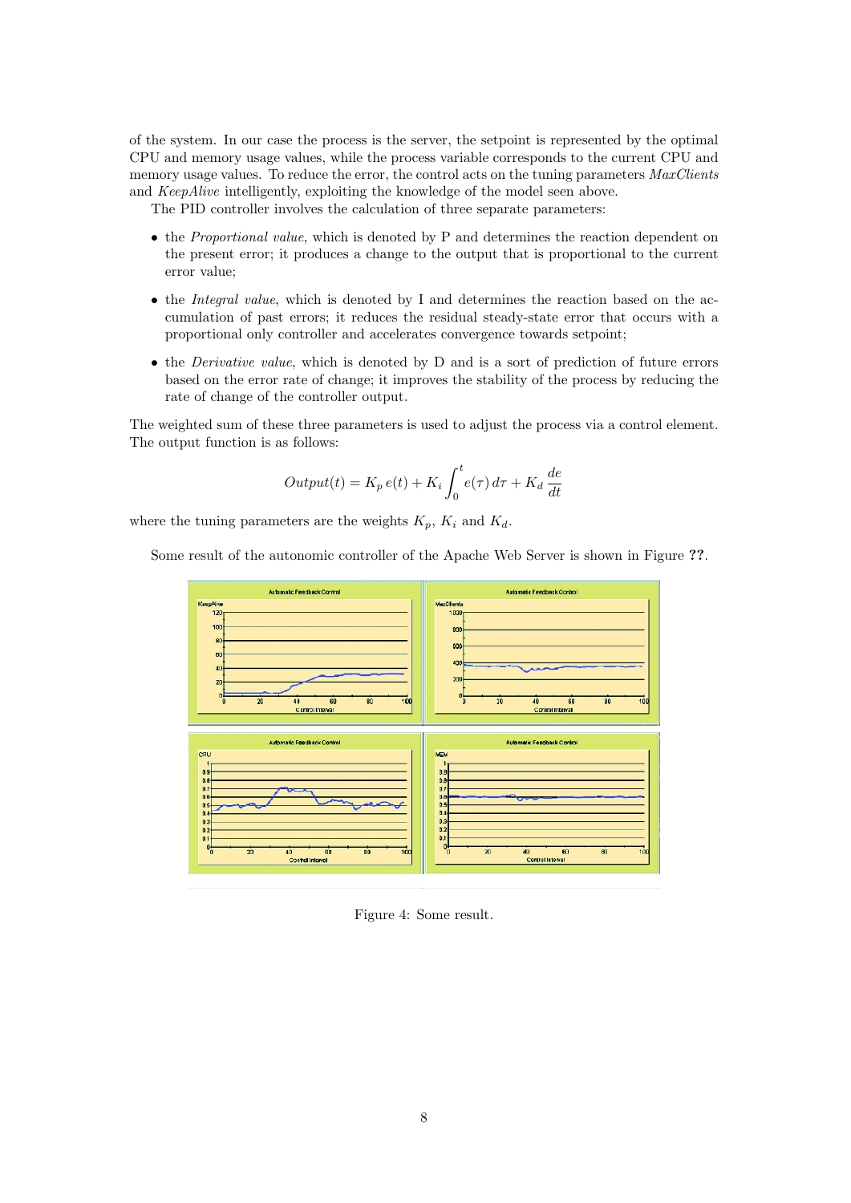of the system. In our case the process is the server, the setpoint is represented by the optimal CPU and memory usage values, while the process variable corresponds to the current CPU and memory usage values. To reduce the error, the control acts on the tuning parameters *MaxClients* and *KeepAlive* intelligently, exploiting the knowledge of the model seen above.

The PID controller involves the calculation of three separate parameters:

- the *Proportional value*, which is denoted by P and determines the reaction dependent on the present error; it produces a change to the output that is proportional to the current error value;
- the *Integral value*, which is denoted by I and determines the reaction based on the accumulation of past errors; it reduces the residual steady-state error that occurs with a proportional only controller and accelerates convergence towards setpoint;
- the *Derivative value*, which is denoted by D and is a sort of prediction of future errors based on the error rate of change; it improves the stability of the process by reducing the rate of change of the controller output.

The weighted sum of these three parameters is used to adjust the process via a control element. The output function is as follows:

$$Output(t) = K_p\, e(t) + K_i \int_0^t e(\tau)\, d\tau + K_d\, \frac{de}{dt}$$

where the tuning parameters are the weights $K_p$, $K_i$ and $K_d$.

Some result of the autonomic controller of the Apache Web Server is shown in Figure **??**.

Automatic Feedback Control
KeepAlive
120
100
80
60
40
20
0
0 20 40 60 80 100
Control Interval

Automatic Feedback Control
MaxClients
1000
800
600
400
200
0
0 20 40 60 80 100
Control Interval

Automatic Feedback Control
CPU
1
0.9
0.8
0.7
0.6
0.5
0.4
0.3
0.2
0.1
0
0 20 40 60 80 100
Control Interval

Automatic Feedback Control
MEM
1
0.9
0.8
0.7
0.6
0.5
0.4
0.3
0.2
0.1
0
0 20 40 60 80 100
Control Interval

Figure 4: Some result.